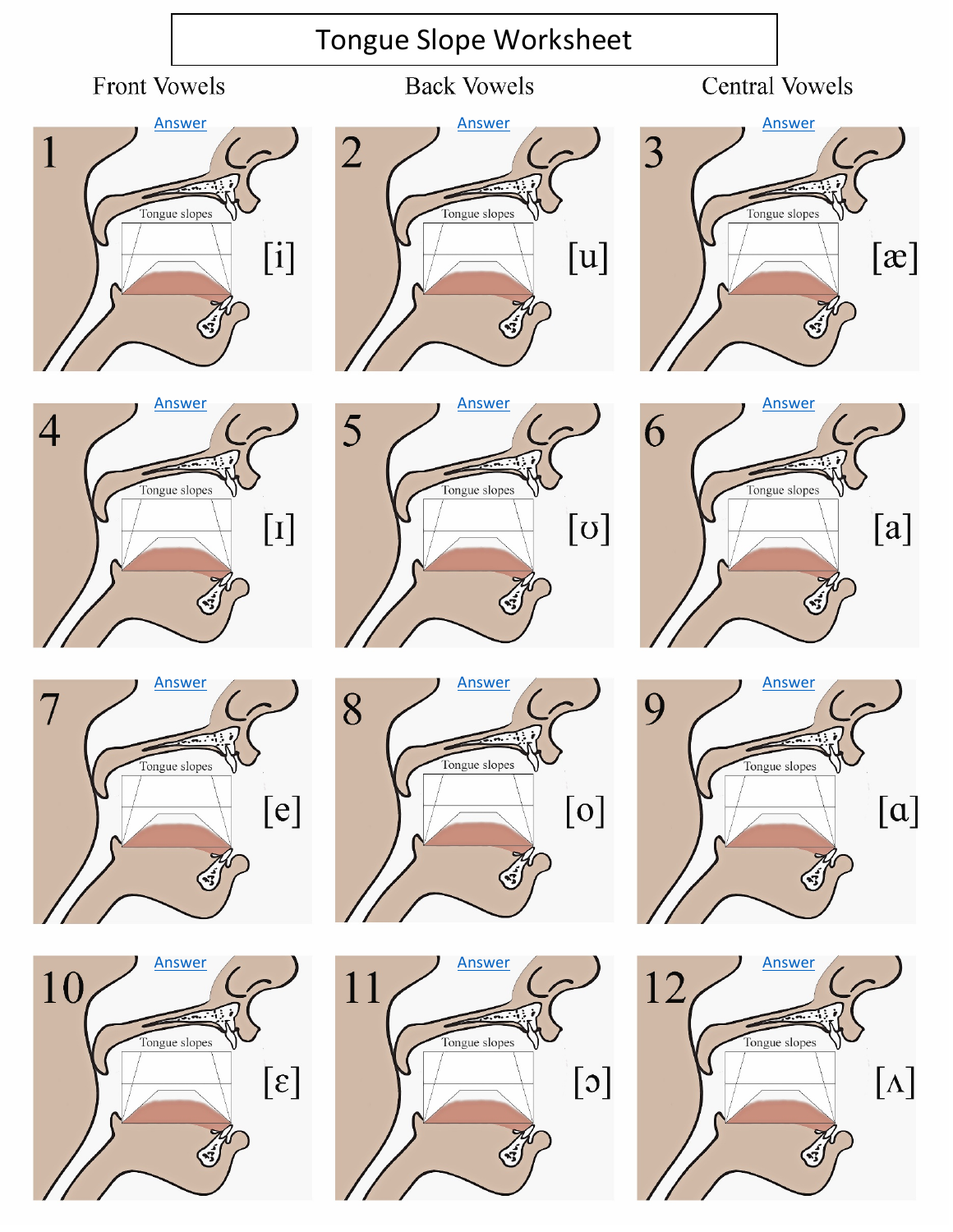# Tongue Slope Worksheet

| Front Vowels | Back Vowels | Central Vowels |
|---|---|---|
| 1 Answer Tongue slopes [i] | 2 Answer Tongue slopes [u] | 3 Answer Tongue slopes [æ] |
| 4 Answer Tongue slopes [ɪ] | 5 Answer Tongue slopes [ʊ] | 6 Answer Tongue slopes [a] |
| 7 Answer Tongue slopes [e] | 8 Answer Tongue slopes [o] | 9 Answer Tongue slopes [ɑ] |
| 10 Answer Tongue slopes [ɛ] | 11 Answer Tongue slopes [ɔ] | 12 Answer Tongue slopes [ʌ] |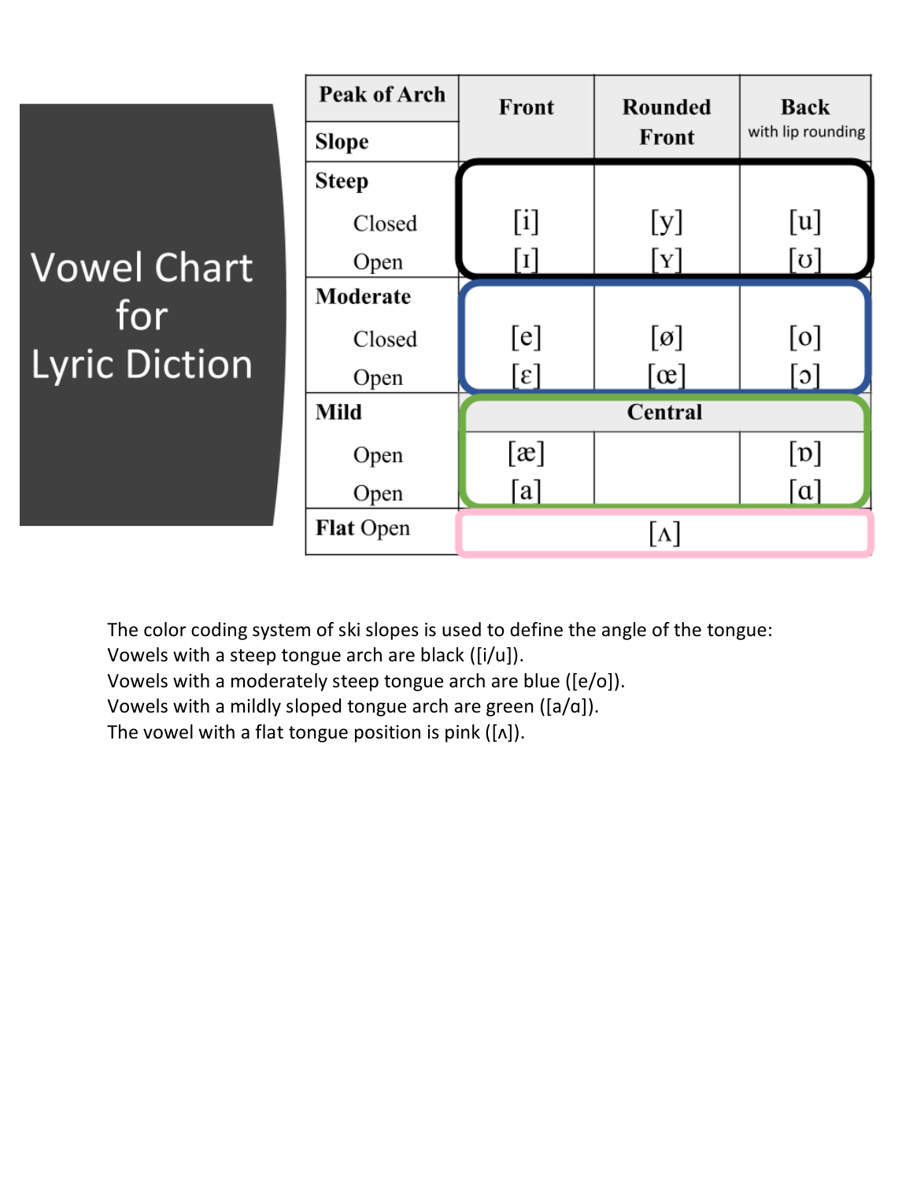# Vowel Chart for Lyric Diction

| Peak of Arch / Slope | Front | Rounded Front | Back with lip rounding |
|---|---|---|---|
| **Steep** | | | |
| Closed | [i] | [y] | [u] |
| Open | [ɪ] | [ʏ] | [ʊ] |
| **Moderate** | | | |
| Closed | [e] | [ø] | [o] |
| Open | [ɛ] | [œ] | [ɔ] |
| **Mild** | | **Central** | |
| Open | [æ] | | [ɒ] |
| Open | [a] | | [ɑ] |
| **Flat Open** | | [ʌ] | |

The color coding system of ski slopes is used to define the angle of the tongue:
Vowels with a steep tongue arch are black ([i/u]).
Vowels with a moderately steep tongue arch are blue ([e/o]).
Vowels with a mildly sloped tongue arch are green ([a/ɑ]).
The vowel with a flat tongue position is pink ([ʌ]).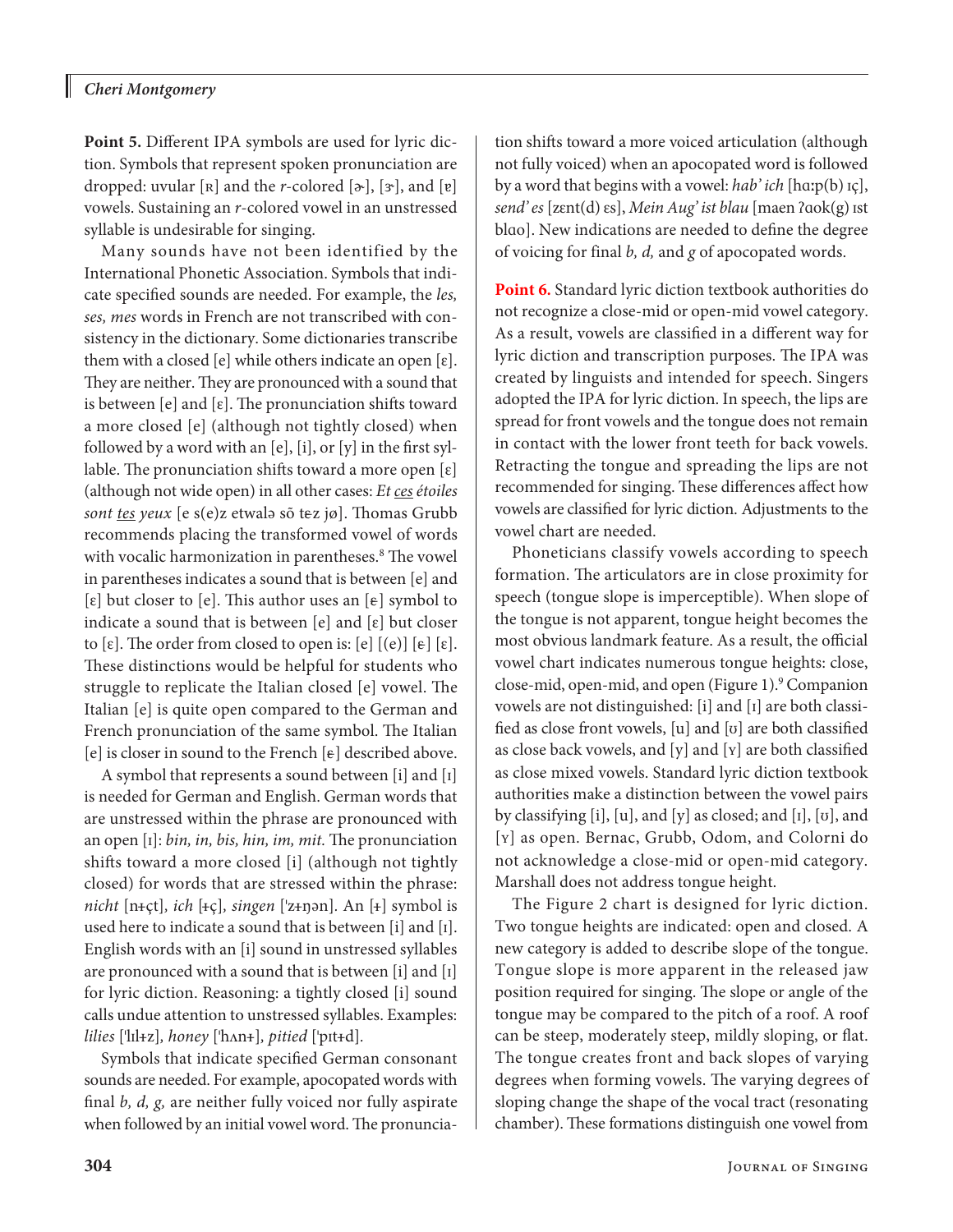**Point 5.** Different IPA symbols are used for lyric diction. Symbols that represent spoken pronunciation are dropped: uvular [ʀ] and the *r*-colored [ɚ], [ɝ], and [ɐ] vowels. Sustaining an *r*-colored vowel in an unstressed syllable is undesirable for singing.

Many sounds have not been identified by the International Phonetic Association. Symbols that indicate specified sounds are needed. For example, the *les, ses, mes* words in French are not transcribed with consistency in the dictionary. Some dictionaries transcribe them with a closed [e] while others indicate an open [ɛ]. They are neither. They are pronounced with a sound that is between [e] and [ɛ]. The pronunciation shifts toward a more closed [e] (although not tightly closed) when followed by a word with an [e], [i], or [y] in the first syllable. The pronunciation shifts toward a more open [ɛ] (although not wide open) in all other cases: *Et ces étoiles sont tes yeux* [e s(e)z etwalə sõ tɘz jø]. Thomas Grubb recommends placing the transformed vowel of words with vocalic harmonization in parentheses.[8] The vowel in parentheses indicates a sound that is between [e] and [ɛ] but closer to [e]. This author uses an [ɘ] symbol to indicate a sound that is between [e] and [ɛ] but closer to [ɛ]. The order from closed to open is: [e] [(e)] [ɘ] [ɛ]. These distinctions would be helpful for students who struggle to replicate the Italian closed [e] vowel. The Italian [e] is quite open compared to the German and French pronunciation of the same symbol. The Italian [e] is closer in sound to the French [ɘ] described above.

A symbol that represents a sound between [i] and [ɪ] is needed for German and English. German words that are unstressed within the phrase are pronounced with an open [ɪ]: *bin, in, bis, hin, im, mit.* The pronunciation shifts toward a more closed [i] (although not tightly closed) for words that are stressed within the phrase: *nicht* [nɨçt], *ich* [ɨç], *singen* [ˈzɨŋən]. An [ɨ] symbol is used here to indicate a sound that is between [i] and [ɪ]. English words with an [i] sound in unstressed syllables are pronounced with a sound that is between [i] and [ɪ] for lyric diction. Reasoning: a tightly closed [i] sound calls undue attention to unstressed syllables. Examples: *lilies* [ˈlɪlɨz], *honey* [ˈhʌnɨ], *pitied* [ˈpɪtɨd].

Symbols that indicate specified German consonant sounds are needed. For example, apocopated words with final *b, d, g,* are neither fully voiced nor fully aspirate when followed by an initial vowel word. The pronunciation shifts toward a more voiced articulation (although not fully voiced) when an apocopated word is followed by a word that begins with a vowel: *hab' ich* [hɑːp(b) ɪç], *send' es* [zɛnt(d) ɛs], *Mein Aug' ist blau* [maen ʔɑok(g) ɪst blɑo]. New indications are needed to define the degree of voicing for final *b, d,* and *g* of apocopated words.

**Point 6.** Standard lyric diction textbook authorities do not recognize a close-mid or open-mid vowel category. As a result, vowels are classified in a different way for lyric diction and transcription purposes. The IPA was created by linguists and intended for speech. Singers adopted the IPA for lyric diction. In speech, the lips are spread for front vowels and the tongue does not remain in contact with the lower front teeth for back vowels. Retracting the tongue and spreading the lips are not recommended for singing. These differences affect how vowels are classified for lyric diction. Adjustments to the vowel chart are needed.

Phoneticians classify vowels according to speech formation. The articulators are in close proximity for speech (tongue slope is imperceptible). When slope of the tongue is not apparent, tongue height becomes the most obvious landmark feature. As a result, the official vowel chart indicates numerous tongue heights: close, close-mid, open-mid, and open (Figure 1).[9] Companion vowels are not distinguished: [i] and [ɪ] are both classified as close front vowels, [u] and [ʊ] are both classified as close back vowels, and [y] and [ʏ] are both classified as close mixed vowels. Standard lyric diction textbook authorities make a distinction between the vowel pairs by classifying [i], [u], and [y] as closed; and [ɪ], [ʊ], and [ʏ] as open. Bernac, Grubb, Odom, and Colorni do not acknowledge a close-mid or open-mid category. Marshall does not address tongue height.

The Figure 2 chart is designed for lyric diction. Two tongue heights are indicated: open and closed. A new category is added to describe slope of the tongue. Tongue slope is more apparent in the released jaw position required for singing. The slope or angle of the tongue may be compared to the pitch of a roof. A roof can be steep, moderately steep, mildly sloping, or flat. The tongue creates front and back slopes of varying degrees when forming vowels. The varying degrees of sloping change the shape of the vocal tract (resonating chamber). These formations distinguish one vowel from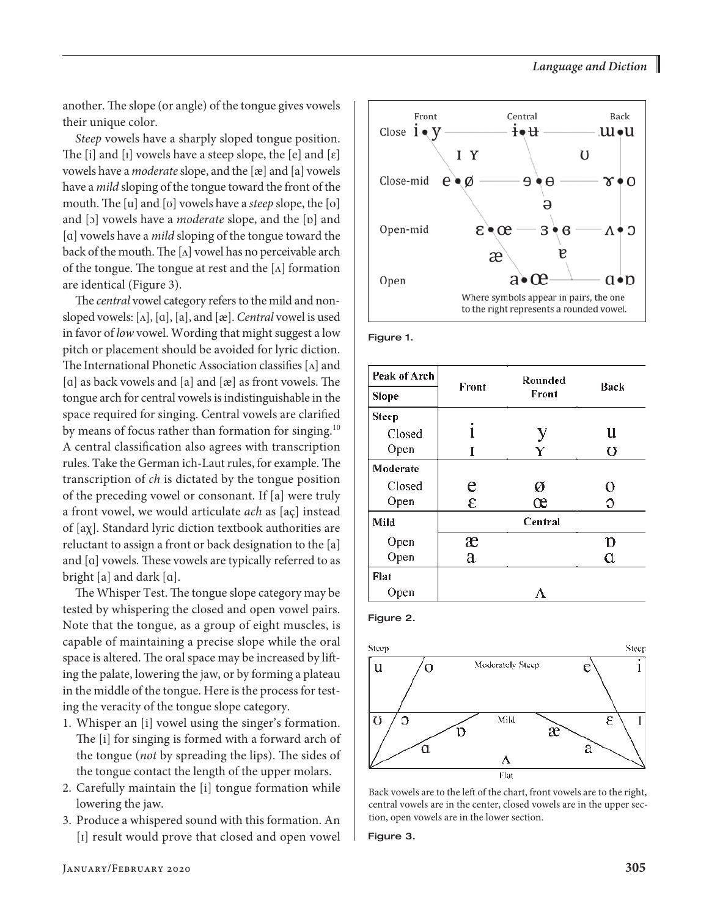another. The slope (or angle) of the tongue gives vowels their unique color.

*Steep* vowels have a sharply sloped tongue position. The [i] and [ɪ] vowels have a steep slope, the [e] and [ɛ] vowels have a *moderate* slope, and the [æ] and [a] vowels have a *mild* sloping of the tongue toward the front of the mouth. The [u] and [ʊ] vowels have a *steep* slope, the [o] and [ɔ] vowels have a *moderate* slope, and the [ɒ] and [ɑ] vowels have a *mild* sloping of the tongue toward the back of the mouth. The [ʌ] vowel has no perceivable arch of the tongue. The tongue at rest and the [ʌ] formation are identical (Figure 3).

The *central* vowel category refers to the mild and non-sloped vowels: [ʌ], [ɑ], [a], and [æ]. *Central* vowel is used in favor of *low* vowel. Wording that might suggest a low pitch or placement should be avoided for lyric diction. The International Phonetic Association classifies [ʌ] and [ɑ] as back vowels and [a] and [æ] as front vowels. The tongue arch for central vowels is indistinguishable in the space required for singing. Central vowels are clarified by means of focus rather than formation for singing.[10] A central classification also agrees with transcription rules. Take the German ich-Laut rules, for example. The transcription of *ch* is dictated by the tongue position of the preceding vowel or consonant. If [a] were truly a front vowel, we would articulate *ach* as [aç] instead of [aχ]. Standard lyric diction textbook authorities are reluctant to assign a front or back designation to the [a] and [ɑ] vowels. These vowels are typically referred to as bright [a] and dark [ɑ].

The Whisper Test. The tongue slope category may be tested by whispering the closed and open vowel pairs. Note that the tongue, as a group of eight muscles, is capable of maintaining a precise slope while the oral space is altered. The oral space may be increased by lifting the palate, lowering the jaw, or by forming a plateau in the middle of the tongue. Here is the process for testing the veracity of the tongue slope category.

1. Whisper an [i] vowel using the singer's formation. The [i] for singing is formed with a forward arch of the tongue (*not* by spreading the lips). The sides of the tongue contact the length of the upper molars.
2. Carefully maintain the [i] tongue formation while lowering the jaw.
3. Produce a whispered sound with this formation. An [ɪ] result would prove that closed and open vowel

|  | Front | Central | Back |
|---|---|---|---|
| Close | i • y | ɨ • ʉ | ɯ • u |
|  | ɪ ʏ |  | ʊ |
| Close-mid | e • ø | ɘ • ɵ | ɤ • o |
|  |  | ə |  |
| Open-mid | ɛ • œ | ɜ • ɞ | ʌ • ɔ |
|  | æ | ɐ |  |
| Open | a • ɶ |  | ɑ • ɒ |

Where symbols appear in pairs, the one to the right represents a rounded vowel.

Figure 1.

| Peak of Arch / Slope | Front | Rounded Front | Back |
|---|---|---|---|
| **Steep** | | | |
| Closed | i | y | u |
| Open | ɪ | ʏ | ʊ |
| **Moderate** | | | |
| Closed | e | ø | o |
| Open | ɛ | œ | ɔ |
| **Mild** | | **Central** | |
| Open | æ | | ɒ |
| Open | a | | ɑ |
| **Flat** | | | |
| Open | | ʌ | |

Figure 2.

| Steep | | Moderately Steep | | Steep |
|---|---|---|---|---|
| u | o | | e | i |
| ʊ | ɔ | Mild | ɛ | ɪ |
| | ɒ | | æ | |
| | ɑ | | a | |
| | | ʌ | | |
| | | Flat | | |

Back vowels are to the left of the chart, front vowels are to the right, central vowels are in the center, closed vowels are in the upper section, open vowels are in the lower section.

Figure 3.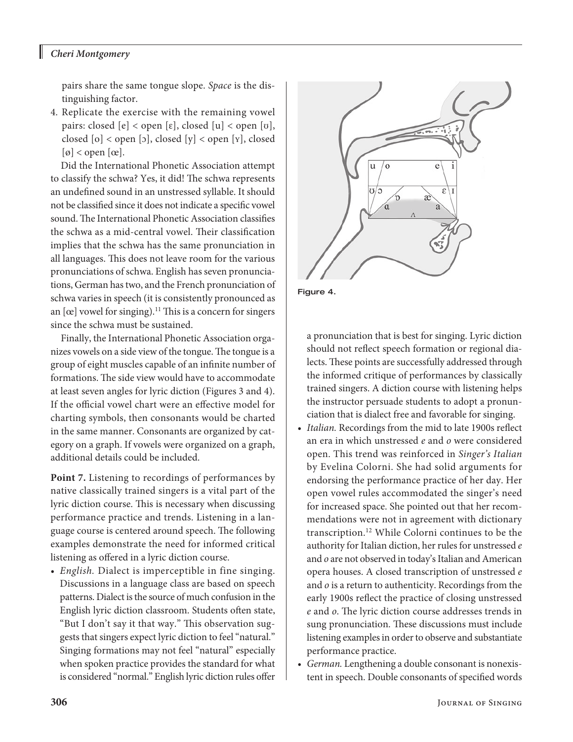pairs share the same tongue slope. *Space* is the distinguishing factor.

4. Replicate the exercise with the remaining vowel pairs: closed [e] < open [ɛ], closed [u] < open [ʊ], closed [o] < open [ɔ], closed [y] < open [ʏ], closed [ø] < open [œ].

Did the International Phonetic Association attempt to classify the schwa? Yes, it did! The schwa represents an undefined sound in an unstressed syllable. It should not be classified since it does not indicate a specific vowel sound. The International Phonetic Association classifies the schwa as a mid-central vowel. Their classification implies that the schwa has the same pronunciation in all languages. This does not leave room for the various pronunciations of schwa. English has seven pronunciations, German has two, and the French pronunciation of schwa varies in speech (it is consistently pronounced as an [œ] vowel for singing).[11] This is a concern for singers since the schwa must be sustained.

Finally, the International Phonetic Association organizes vowels on a side view of the tongue. The tongue is a group of eight muscles capable of an infinite number of formations. The side view would have to accommodate at least seven angles for lyric diction (Figures 3 and 4). If the official vowel chart were an effective model for charting symbols, then consonants would be charted in the same manner. Consonants are organized by category on a graph. If vowels were organized on a graph, additional details could be included.

u o e i
ʊ ɔ ɛ ɪ
ɒ æ
ɑ a
ʌ

Figure 4.

**Point 7.** Listening to recordings of performances by native classically trained singers is a vital part of the lyric diction course. This is necessary when discussing performance practice and trends. Listening in a language course is centered around speech. The following examples demonstrate the need for informed critical listening as offered in a lyric diction course.

- *English.* Dialect is imperceptible in fine singing. Discussions in a language class are based on speech patterns. Dialect is the source of much confusion in the English lyric diction classroom. Students often state, "But I don't say it that way." This observation suggests that singers expect lyric diction to feel "natural." Singing formations may not feel "natural" especially when spoken practice provides the standard for what is considered "normal." English lyric diction rules offer a pronunciation that is best for singing. Lyric diction should not reflect speech formation or regional dialects. These points are successfully addressed through the informed critique of performances by classically trained singers. A diction course with listening helps the instructor persuade students to adopt a pronunciation that is dialect free and favorable for singing.
- *Italian.* Recordings from the mid to late 1900s reflect an era in which unstressed *e* and *o* were considered open. This trend was reinforced in *Singer's Italian* by Evelina Colorni. She had solid arguments for endorsing the performance practice of her day. Her open vowel rules accommodated the singer's need for increased space. She pointed out that her recommendations were not in agreement with dictionary transcription.[12] While Colorni continues to be the authority for Italian diction, her rules for unstressed *e* and *o* are not observed in today's Italian and American opera houses. A closed transcription of unstressed *e* and *o* is a return to authenticity. Recordings from the early 1900s reflect the practice of closing unstressed *e* and *o*. The lyric diction course addresses trends in sung pronunciation. These discussions must include listening examples in order to observe and substantiate performance practice.
- *German.* Lengthening a double consonant is nonexistent in speech. Double consonants of specified words